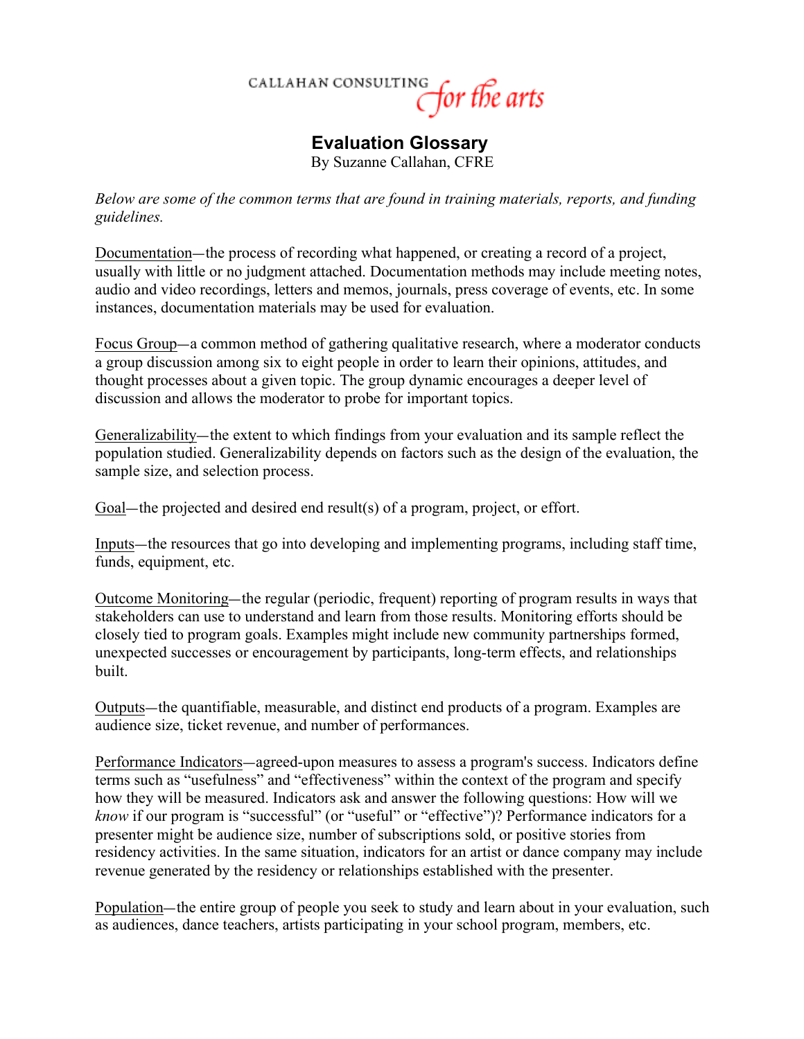CALLAHAN CONSULTING *for the arts*

# Evaluation Glossary

By Suzanne Callahan, CFRE

*Below are some of the common terms that are found in training materials, reports, and funding guidelines.*

Documentation—the process of recording what happened, or creating a record of a project, usually with little or no judgment attached. Documentation methods may include meeting notes, audio and video recordings, letters and memos, journals, press coverage of events, etc. In some instances, documentation materials may be used for evaluation.

Focus Group—a common method of gathering qualitative research, where a moderator conducts a group discussion among six to eight people in order to learn their opinions, attitudes, and thought processes about a given topic. The group dynamic encourages a deeper level of discussion and allows the moderator to probe for important topics.

Generalizability—the extent to which findings from your evaluation and its sample reflect the population studied. Generalizability depends on factors such as the design of the evaluation, the sample size, and selection process.

Goal—the projected and desired end result(s) of a program, project, or effort.

Inputs—the resources that go into developing and implementing programs, including staff time, funds, equipment, etc.

Outcome Monitoring—the regular (periodic, frequent) reporting of program results in ways that stakeholders can use to understand and learn from those results. Monitoring efforts should be closely tied to program goals. Examples might include new community partnerships formed, unexpected successes or encouragement by participants, long-term effects, and relationships built.

Outputs—the quantifiable, measurable, and distinct end products of a program. Examples are audience size, ticket revenue, and number of performances.

Performance Indicators—agreed-upon measures to assess a program's success. Indicators define terms such as "usefulness" and "effectiveness" within the context of the program and specify how they will be measured. Indicators ask and answer the following questions: How will we *know* if our program is "successful" (or "useful" or "effective")? Performance indicators for a presenter might be audience size, number of subscriptions sold, or positive stories from residency activities. In the same situation, indicators for an artist or dance company may include revenue generated by the residency or relationships established with the presenter.

Population—the entire group of people you seek to study and learn about in your evaluation, such as audiences, dance teachers, artists participating in your school program, members, etc.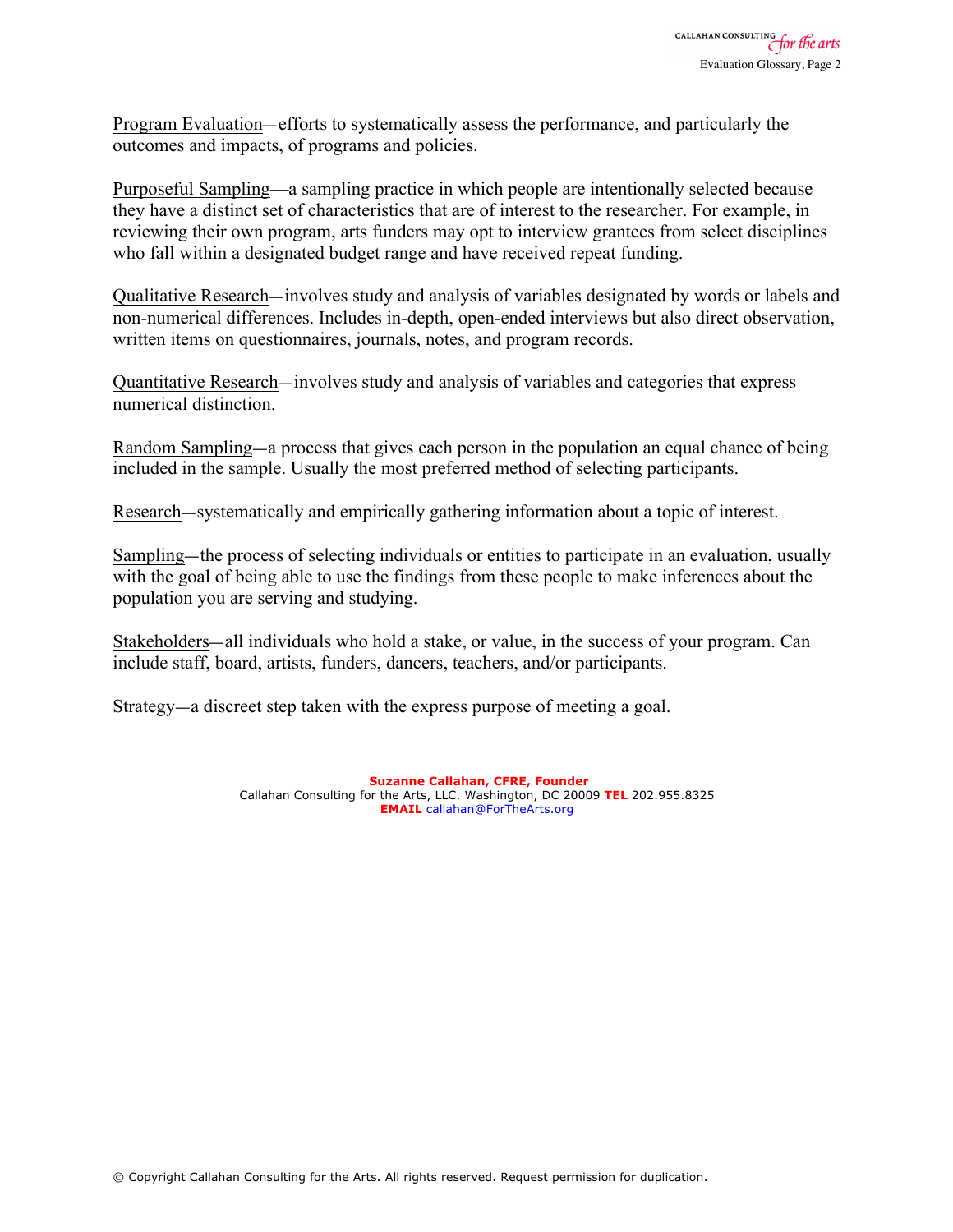Program Evaluation—efforts to systematically assess the performance, and particularly the outcomes and impacts, of programs and policies.

Purposeful Sampling—a sampling practice in which people are intentionally selected because they have a distinct set of characteristics that are of interest to the researcher. For example, in reviewing their own program, arts funders may opt to interview grantees from select disciplines who fall within a designated budget range and have received repeat funding.

Qualitative Research—involves study and analysis of variables designated by words or labels and non-numerical differences. Includes in-depth, open-ended interviews but also direct observation, written items on questionnaires, journals, notes, and program records.

Quantitative Research—involves study and analysis of variables and categories that express numerical distinction.

Random Sampling—a process that gives each person in the population an equal chance of being included in the sample. Usually the most preferred method of selecting participants.

Research—systematically and empirically gathering information about a topic of interest.

Sampling—the process of selecting individuals or entities to participate in an evaluation, usually with the goal of being able to use the findings from these people to make inferences about the population you are serving and studying.

Stakeholders—all individuals who hold a stake, or value, in the success of your program. Can include staff, board, artists, funders, dancers, teachers, and/or participants.

Strategy—a discreet step taken with the express purpose of meeting a goal.

**Suzanne Callahan, CFRE, Founder**
Callahan Consulting for the Arts, LLC. Washington, DC 20009 **TEL** 202.955.8325
**EMAIL** callahan@ForTheArts.org

© Copyright Callahan Consulting for the Arts. All rights reserved. Request permission for duplication.